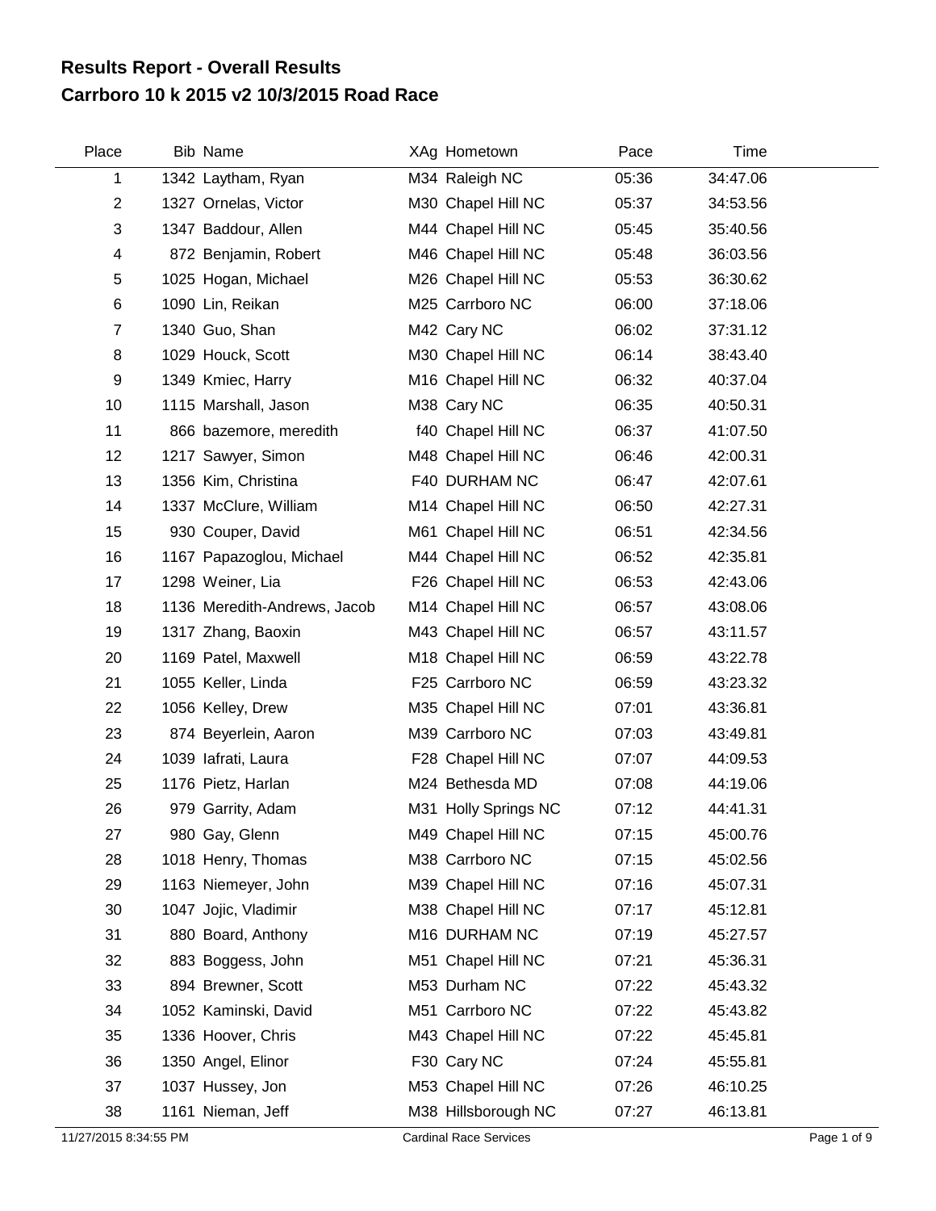# Results Report - Overall Results
## Carrboro 10 k 2015 v2 10/3/2015 Road Race

| Place | Bib | Name | XAg | Hometown | Pace | Time |
|---|---|---|---|---|---|---|
| 1 | 1342 | Laytham, Ryan | M34 | Raleigh NC | 05:36 | 34:47.06 |
| 2 | 1327 | Ornelas, Victor | M30 | Chapel Hill NC | 05:37 | 34:53.56 |
| 3 | 1347 | Baddour, Allen | M44 | Chapel Hill NC | 05:45 | 35:40.56 |
| 4 | 872 | Benjamin, Robert | M46 | Chapel Hill NC | 05:48 | 36:03.56 |
| 5 | 1025 | Hogan, Michael | M26 | Chapel Hill NC | 05:53 | 36:30.62 |
| 6 | 1090 | Lin, Reikan | M25 | Carrboro NC | 06:00 | 37:18.06 |
| 7 | 1340 | Guo, Shan | M42 | Cary NC | 06:02 | 37:31.12 |
| 8 | 1029 | Houck, Scott | M30 | Chapel Hill NC | 06:14 | 38:43.40 |
| 9 | 1349 | Kmiec, Harry | M16 | Chapel Hill NC | 06:32 | 40:37.04 |
| 10 | 1115 | Marshall, Jason | M38 | Cary NC | 06:35 | 40:50.31 |
| 11 | 866 | bazemore, meredith | f40 | Chapel Hill NC | 06:37 | 41:07.50 |
| 12 | 1217 | Sawyer, Simon | M48 | Chapel Hill NC | 06:46 | 42:00.31 |
| 13 | 1356 | Kim, Christina | F40 | DURHAM NC | 06:47 | 42:07.61 |
| 14 | 1337 | McClure, William | M14 | Chapel Hill NC | 06:50 | 42:27.31 |
| 15 | 930 | Couper, David | M61 | Chapel Hill NC | 06:51 | 42:34.56 |
| 16 | 1167 | Papazoglou, Michael | M44 | Chapel Hill NC | 06:52 | 42:35.81 |
| 17 | 1298 | Weiner, Lia | F26 | Chapel Hill NC | 06:53 | 42:43.06 |
| 18 | 1136 | Meredith-Andrews, Jacob | M14 | Chapel Hill NC | 06:57 | 43:08.06 |
| 19 | 1317 | Zhang, Baoxin | M43 | Chapel Hill NC | 06:57 | 43:11.57 |
| 20 | 1169 | Patel, Maxwell | M18 | Chapel Hill NC | 06:59 | 43:22.78 |
| 21 | 1055 | Keller, Linda | F25 | Carrboro NC | 06:59 | 43:23.32 |
| 22 | 1056 | Kelley, Drew | M35 | Chapel Hill NC | 07:01 | 43:36.81 |
| 23 | 874 | Beyerlein, Aaron | M39 | Carrboro NC | 07:03 | 43:49.81 |
| 24 | 1039 | Iafrati, Laura | F28 | Chapel Hill NC | 07:07 | 44:09.53 |
| 25 | 1176 | Pietz, Harlan | M24 | Bethesda MD | 07:08 | 44:19.06 |
| 26 | 979 | Garrity, Adam | M31 | Holly Springs NC | 07:12 | 44:41.31 |
| 27 | 980 | Gay, Glenn | M49 | Chapel Hill NC | 07:15 | 45:00.76 |
| 28 | 1018 | Henry, Thomas | M38 | Carrboro NC | 07:15 | 45:02.56 |
| 29 | 1163 | Niemeyer, John | M39 | Chapel Hill NC | 07:16 | 45:07.31 |
| 30 | 1047 | Jojic, Vladimir | M38 | Chapel Hill NC | 07:17 | 45:12.81 |
| 31 | 880 | Board, Anthony | M16 | DURHAM NC | 07:19 | 45:27.57 |
| 32 | 883 | Boggess, John | M51 | Chapel Hill NC | 07:21 | 45:36.31 |
| 33 | 894 | Brewner, Scott | M53 | Durham NC | 07:22 | 45:43.32 |
| 34 | 1052 | Kaminski, David | M51 | Carrboro NC | 07:22 | 45:43.82 |
| 35 | 1336 | Hoover, Chris | M43 | Chapel Hill NC | 07:22 | 45:45.81 |
| 36 | 1350 | Angel, Elinor | F30 | Cary NC | 07:24 | 45:55.81 |
| 37 | 1037 | Hussey, Jon | M53 | Chapel Hill NC | 07:26 | 46:10.25 |
| 38 | 1161 | Nieman, Jeff | M38 | Hillsborough NC | 07:27 | 46:13.81 |

11/27/2015 8:34:55 PM — Cardinal Race Services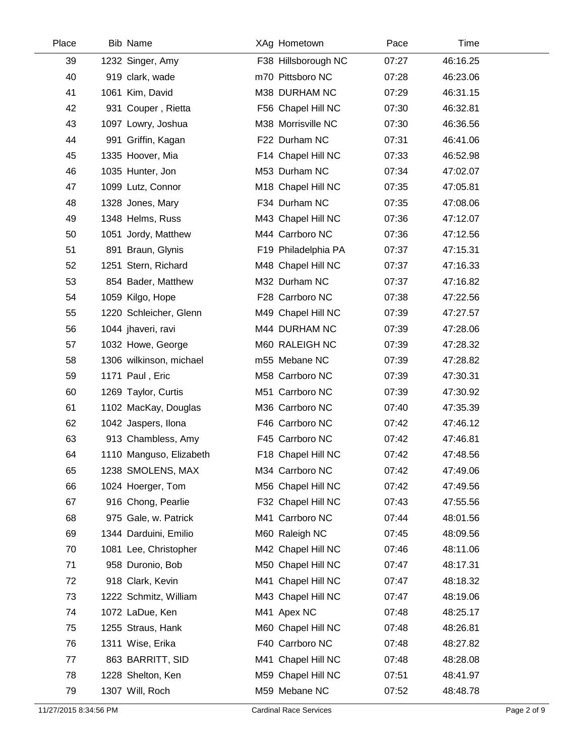| Place | Bib | Name | XAg | Hometown | Pace | Time |
|---|---|---|---|---|---|---|
| 39 | 1232 | Singer, Amy | F38 | Hillsborough NC | 07:27 | 46:16.25 |
| 40 | 919 | clark, wade | m70 | Pittsboro NC | 07:28 | 46:23.06 |
| 41 | 1061 | Kim, David | M38 | DURHAM NC | 07:29 | 46:31.15 |
| 42 | 931 | Couper , Rietta | F56 | Chapel Hill NC | 07:30 | 46:32.81 |
| 43 | 1097 | Lowry, Joshua | M38 | Morrisville NC | 07:30 | 46:36.56 |
| 44 | 991 | Griffin, Kagan | F22 | Durham NC | 07:31 | 46:41.06 |
| 45 | 1335 | Hoover, Mia | F14 | Chapel Hill NC | 07:33 | 46:52.98 |
| 46 | 1035 | Hunter, Jon | M53 | Durham NC | 07:34 | 47:02.07 |
| 47 | 1099 | Lutz, Connor | M18 | Chapel Hill NC | 07:35 | 47:05.81 |
| 48 | 1328 | Jones, Mary | F34 | Durham NC | 07:35 | 47:08.06 |
| 49 | 1348 | Helms, Russ | M43 | Chapel Hill NC | 07:36 | 47:12.07 |
| 50 | 1051 | Jordy, Matthew | M44 | Carrboro NC | 07:36 | 47:12.56 |
| 51 | 891 | Braun, Glynis | F19 | Philadelphia PA | 07:37 | 47:15.31 |
| 52 | 1251 | Stern, Richard | M48 | Chapel Hill NC | 07:37 | 47:16.33 |
| 53 | 854 | Bader, Matthew | M32 | Durham NC | 07:37 | 47:16.82 |
| 54 | 1059 | Kilgo, Hope | F28 | Carrboro NC | 07:38 | 47:22.56 |
| 55 | 1220 | Schleicher, Glenn | M49 | Chapel Hill NC | 07:39 | 47:27.57 |
| 56 | 1044 | jhaveri, ravi | M44 | DURHAM NC | 07:39 | 47:28.06 |
| 57 | 1032 | Howe, George | M60 | RALEIGH NC | 07:39 | 47:28.32 |
| 58 | 1306 | wilkinson, michael | m55 | Mebane NC | 07:39 | 47:28.82 |
| 59 | 1171 | Paul , Eric | M58 | Carrboro NC | 07:39 | 47:30.31 |
| 60 | 1269 | Taylor, Curtis | M51 | Carrboro NC | 07:39 | 47:30.92 |
| 61 | 1102 | MacKay, Douglas | M36 | Carrboro NC | 07:40 | 47:35.39 |
| 62 | 1042 | Jaspers, Ilona | F46 | Carrboro NC | 07:42 | 47:46.12 |
| 63 | 913 | Chambless, Amy | F45 | Carrboro NC | 07:42 | 47:46.81 |
| 64 | 1110 | Manguso, Elizabeth | F18 | Chapel Hill NC | 07:42 | 47:48.56 |
| 65 | 1238 | SMOLENS, MAX | M34 | Carrboro NC | 07:42 | 47:49.06 |
| 66 | 1024 | Hoerger, Tom | M56 | Chapel Hill NC | 07:42 | 47:49.56 |
| 67 | 916 | Chong, Pearlie | F32 | Chapel Hill NC | 07:43 | 47:55.56 |
| 68 | 975 | Gale, w. Patrick | M41 | Carrboro NC | 07:44 | 48:01.56 |
| 69 | 1344 | Darduini, Emilio | M60 | Raleigh NC | 07:45 | 48:09.56 |
| 70 | 1081 | Lee, Christopher | M42 | Chapel Hill NC | 07:46 | 48:11.06 |
| 71 | 958 | Duronio, Bob | M50 | Chapel Hill NC | 07:47 | 48:17.31 |
| 72 | 918 | Clark, Kevin | M41 | Chapel Hill NC | 07:47 | 48:18.32 |
| 73 | 1222 | Schmitz, William | M43 | Chapel Hill NC | 07:47 | 48:19.06 |
| 74 | 1072 | LaDue, Ken | M41 | Apex NC | 07:48 | 48:25.17 |
| 75 | 1255 | Straus, Hank | M60 | Chapel Hill NC | 07:48 | 48:26.81 |
| 76 | 1311 | Wise, Erika | F40 | Carrboro NC | 07:48 | 48:27.82 |
| 77 | 863 | BARRITT, SID | M41 | Chapel Hill NC | 07:48 | 48:28.08 |
| 78 | 1228 | Shelton, Ken | M59 | Chapel Hill NC | 07:51 | 48:41.97 |
| 79 | 1307 | Will, Roch | M59 | Mebane NC | 07:52 | 48:48.78 |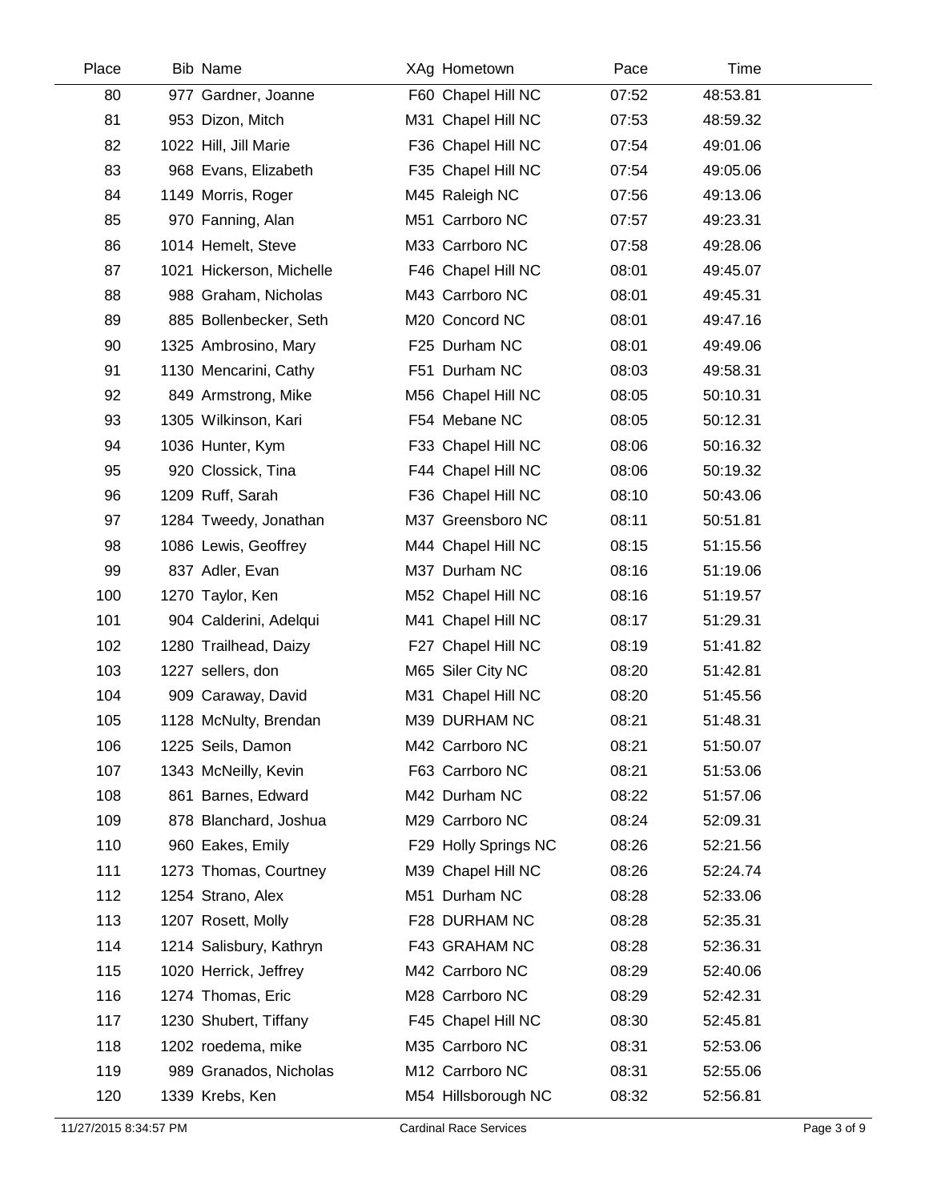| Place | Bib | Name | XAg | Hometown | Pace | Time |
|---|---|---|---|---|---|---|
| 80 | 977 | Gardner, Joanne | F60 | Chapel Hill NC | 07:52 | 48:53.81 |
| 81 | 953 | Dizon, Mitch | M31 | Chapel Hill NC | 07:53 | 48:59.32 |
| 82 | 1022 | Hill, Jill Marie | F36 | Chapel Hill NC | 07:54 | 49:01.06 |
| 83 | 968 | Evans, Elizabeth | F35 | Chapel Hill NC | 07:54 | 49:05.06 |
| 84 | 1149 | Morris, Roger | M45 | Raleigh NC | 07:56 | 49:13.06 |
| 85 | 970 | Fanning, Alan | M51 | Carrboro NC | 07:57 | 49:23.31 |
| 86 | 1014 | Hemelt, Steve | M33 | Carrboro NC | 07:58 | 49:28.06 |
| 87 | 1021 | Hickerson, Michelle | F46 | Chapel Hill NC | 08:01 | 49:45.07 |
| 88 | 988 | Graham, Nicholas | M43 | Carrboro NC | 08:01 | 49:45.31 |
| 89 | 885 | Bollenbecker, Seth | M20 | Concord NC | 08:01 | 49:47.16 |
| 90 | 1325 | Ambrosino, Mary | F25 | Durham NC | 08:01 | 49:49.06 |
| 91 | 1130 | Mencarini, Cathy | F51 | Durham NC | 08:03 | 49:58.31 |
| 92 | 849 | Armstrong, Mike | M56 | Chapel Hill NC | 08:05 | 50:10.31 |
| 93 | 1305 | Wilkinson, Kari | F54 | Mebane NC | 08:05 | 50:12.31 |
| 94 | 1036 | Hunter, Kym | F33 | Chapel Hill NC | 08:06 | 50:16.32 |
| 95 | 920 | Clossick, Tina | F44 | Chapel Hill NC | 08:06 | 50:19.32 |
| 96 | 1209 | Ruff, Sarah | F36 | Chapel Hill NC | 08:10 | 50:43.06 |
| 97 | 1284 | Tweedy, Jonathan | M37 | Greensboro NC | 08:11 | 50:51.81 |
| 98 | 1086 | Lewis, Geoffrey | M44 | Chapel Hill NC | 08:15 | 51:15.56 |
| 99 | 837 | Adler, Evan | M37 | Durham NC | 08:16 | 51:19.06 |
| 100 | 1270 | Taylor, Ken | M52 | Chapel Hill NC | 08:16 | 51:19.57 |
| 101 | 904 | Calderini, Adelqui | M41 | Chapel Hill NC | 08:17 | 51:29.31 |
| 102 | 1280 | Trailhead, Daizy | F27 | Chapel Hill NC | 08:19 | 51:41.82 |
| 103 | 1227 | sellers, don | M65 | Siler City NC | 08:20 | 51:42.81 |
| 104 | 909 | Caraway, David | M31 | Chapel Hill NC | 08:20 | 51:45.56 |
| 105 | 1128 | McNulty, Brendan | M39 | DURHAM NC | 08:21 | 51:48.31 |
| 106 | 1225 | Seils, Damon | M42 | Carrboro NC | 08:21 | 51:50.07 |
| 107 | 1343 | McNeilly, Kevin | F63 | Carrboro NC | 08:21 | 51:53.06 |
| 108 | 861 | Barnes, Edward | M42 | Durham NC | 08:22 | 51:57.06 |
| 109 | 878 | Blanchard, Joshua | M29 | Carrboro NC | 08:24 | 52:09.31 |
| 110 | 960 | Eakes, Emily | F29 | Holly Springs NC | 08:26 | 52:21.56 |
| 111 | 1273 | Thomas, Courtney | M39 | Chapel Hill NC | 08:26 | 52:24.74 |
| 112 | 1254 | Strano, Alex | M51 | Durham NC | 08:28 | 52:33.06 |
| 113 | 1207 | Rosett, Molly | F28 | DURHAM NC | 08:28 | 52:35.31 |
| 114 | 1214 | Salisbury, Kathryn | F43 | GRAHAM NC | 08:28 | 52:36.31 |
| 115 | 1020 | Herrick, Jeffrey | M42 | Carrboro NC | 08:29 | 52:40.06 |
| 116 | 1274 | Thomas, Eric | M28 | Carrboro NC | 08:29 | 52:42.31 |
| 117 | 1230 | Shubert, Tiffany | F45 | Chapel Hill NC | 08:30 | 52:45.81 |
| 118 | 1202 | roedema, mike | M35 | Carrboro NC | 08:31 | 52:53.06 |
| 119 | 989 | Granados, Nicholas | M12 | Carrboro NC | 08:31 | 52:55.06 |
| 120 | 1339 | Krebs, Ken | M54 | Hillsborough NC | 08:32 | 52:56.81 |

11/27/2015 8:34:57 PM Cardinal Race Services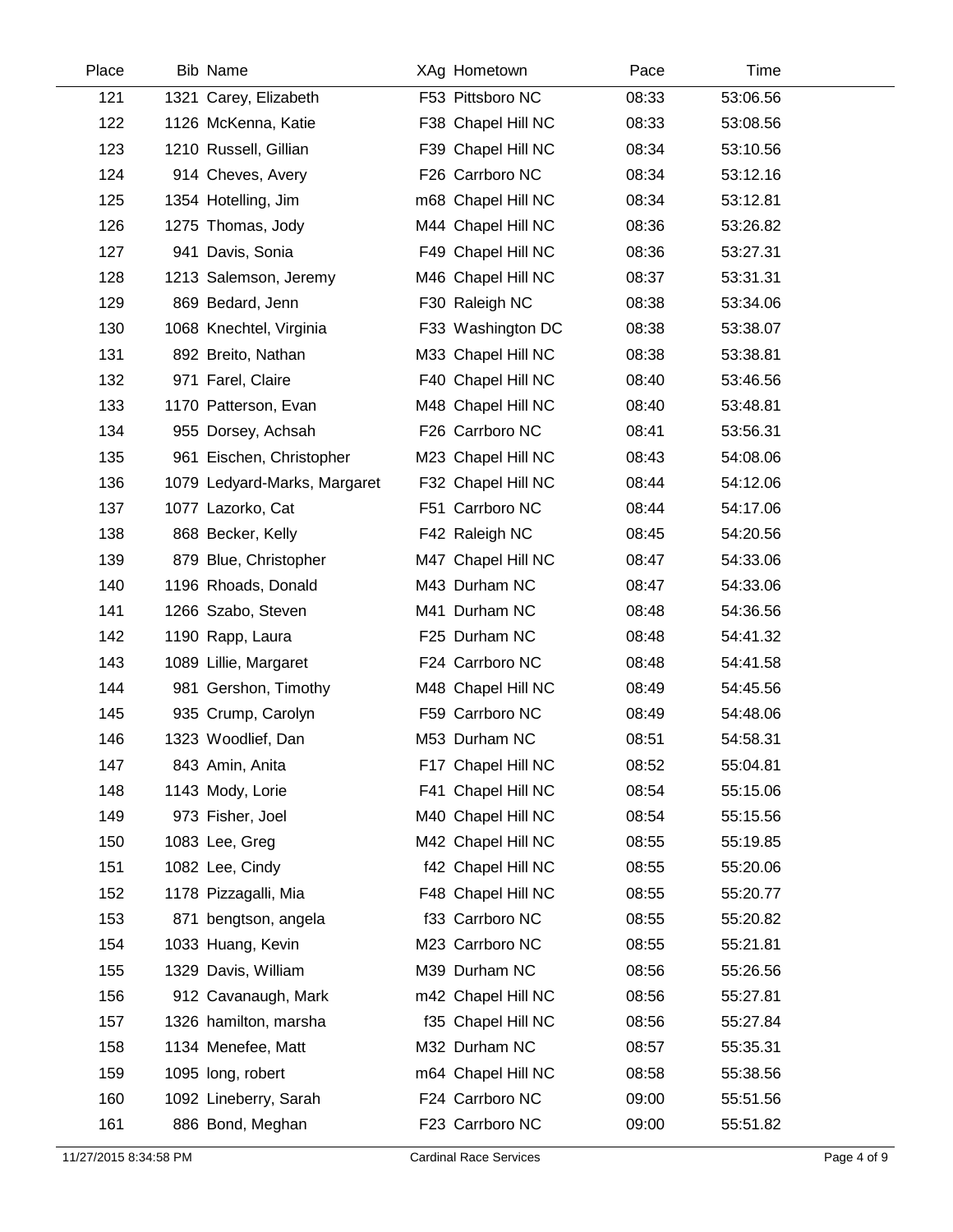| Place | Bib | Name | XAg | Hometown | Pace | Time |
|---|---|---|---|---|---|---|
| 121 | 1321 | Carey, Elizabeth | F53 | Pittsboro NC | 08:33 | 53:06.56 |
| 122 | 1126 | McKenna, Katie | F38 | Chapel Hill NC | 08:33 | 53:08.56 |
| 123 | 1210 | Russell, Gillian | F39 | Chapel Hill NC | 08:34 | 53:10.56 |
| 124 | 914 | Cheves, Avery | F26 | Carrboro NC | 08:34 | 53:12.16 |
| 125 | 1354 | Hotelling, Jim | m68 | Chapel Hill NC | 08:34 | 53:12.81 |
| 126 | 1275 | Thomas, Jody | M44 | Chapel Hill NC | 08:36 | 53:26.82 |
| 127 | 941 | Davis, Sonia | F49 | Chapel Hill NC | 08:36 | 53:27.31 |
| 128 | 1213 | Salemson, Jeremy | M46 | Chapel Hill NC | 08:37 | 53:31.31 |
| 129 | 869 | Bedard, Jenn | F30 | Raleigh NC | 08:38 | 53:34.06 |
| 130 | 1068 | Knechtel, Virginia | F33 | Washington DC | 08:38 | 53:38.07 |
| 131 | 892 | Breito, Nathan | M33 | Chapel Hill NC | 08:38 | 53:38.81 |
| 132 | 971 | Farel, Claire | F40 | Chapel Hill NC | 08:40 | 53:46.56 |
| 133 | 1170 | Patterson, Evan | M48 | Chapel Hill NC | 08:40 | 53:48.81 |
| 134 | 955 | Dorsey, Achsah | F26 | Carrboro NC | 08:41 | 53:56.31 |
| 135 | 961 | Eischen, Christopher | M23 | Chapel Hill NC | 08:43 | 54:08.06 |
| 136 | 1079 | Ledyard-Marks, Margaret | F32 | Chapel Hill NC | 08:44 | 54:12.06 |
| 137 | 1077 | Lazorko, Cat | F51 | Carrboro NC | 08:44 | 54:17.06 |
| 138 | 868 | Becker, Kelly | F42 | Raleigh NC | 08:45 | 54:20.56 |
| 139 | 879 | Blue, Christopher | M47 | Chapel Hill NC | 08:47 | 54:33.06 |
| 140 | 1196 | Rhoads, Donald | M43 | Durham NC | 08:47 | 54:33.06 |
| 141 | 1266 | Szabo, Steven | M41 | Durham NC | 08:48 | 54:36.56 |
| 142 | 1190 | Rapp, Laura | F25 | Durham NC | 08:48 | 54:41.32 |
| 143 | 1089 | Lillie, Margaret | F24 | Carrboro NC | 08:48 | 54:41.58 |
| 144 | 981 | Gershon, Timothy | M48 | Chapel Hill NC | 08:49 | 54:45.56 |
| 145 | 935 | Crump, Carolyn | F59 | Carrboro NC | 08:49 | 54:48.06 |
| 146 | 1323 | Woodlief, Dan | M53 | Durham NC | 08:51 | 54:58.31 |
| 147 | 843 | Amin, Anita | F17 | Chapel Hill NC | 08:52 | 55:04.81 |
| 148 | 1143 | Mody, Lorie | F41 | Chapel Hill NC | 08:54 | 55:15.06 |
| 149 | 973 | Fisher, Joel | M40 | Chapel Hill NC | 08:54 | 55:15.56 |
| 150 | 1083 | Lee, Greg | M42 | Chapel Hill NC | 08:55 | 55:19.85 |
| 151 | 1082 | Lee, Cindy | f42 | Chapel Hill NC | 08:55 | 55:20.06 |
| 152 | 1178 | Pizzagalli, Mia | F48 | Chapel Hill NC | 08:55 | 55:20.77 |
| 153 | 871 | bengtson, angela | f33 | Carrboro NC | 08:55 | 55:20.82 |
| 154 | 1033 | Huang, Kevin | M23 | Carrboro NC | 08:55 | 55:21.81 |
| 155 | 1329 | Davis, William | M39 | Durham NC | 08:56 | 55:26.56 |
| 156 | 912 | Cavanaugh, Mark | m42 | Chapel Hill NC | 08:56 | 55:27.81 |
| 157 | 1326 | hamilton, marsha | f35 | Chapel Hill NC | 08:56 | 55:27.84 |
| 158 | 1134 | Menefee, Matt | M32 | Durham NC | 08:57 | 55:35.31 |
| 159 | 1095 | long, robert | m64 | Chapel Hill NC | 08:58 | 55:38.56 |
| 160 | 1092 | Lineberry, Sarah | F24 | Carrboro NC | 09:00 | 55:51.56 |
| 161 | 886 | Bond, Meghan | F23 | Carrboro NC | 09:00 | 55:51.82 |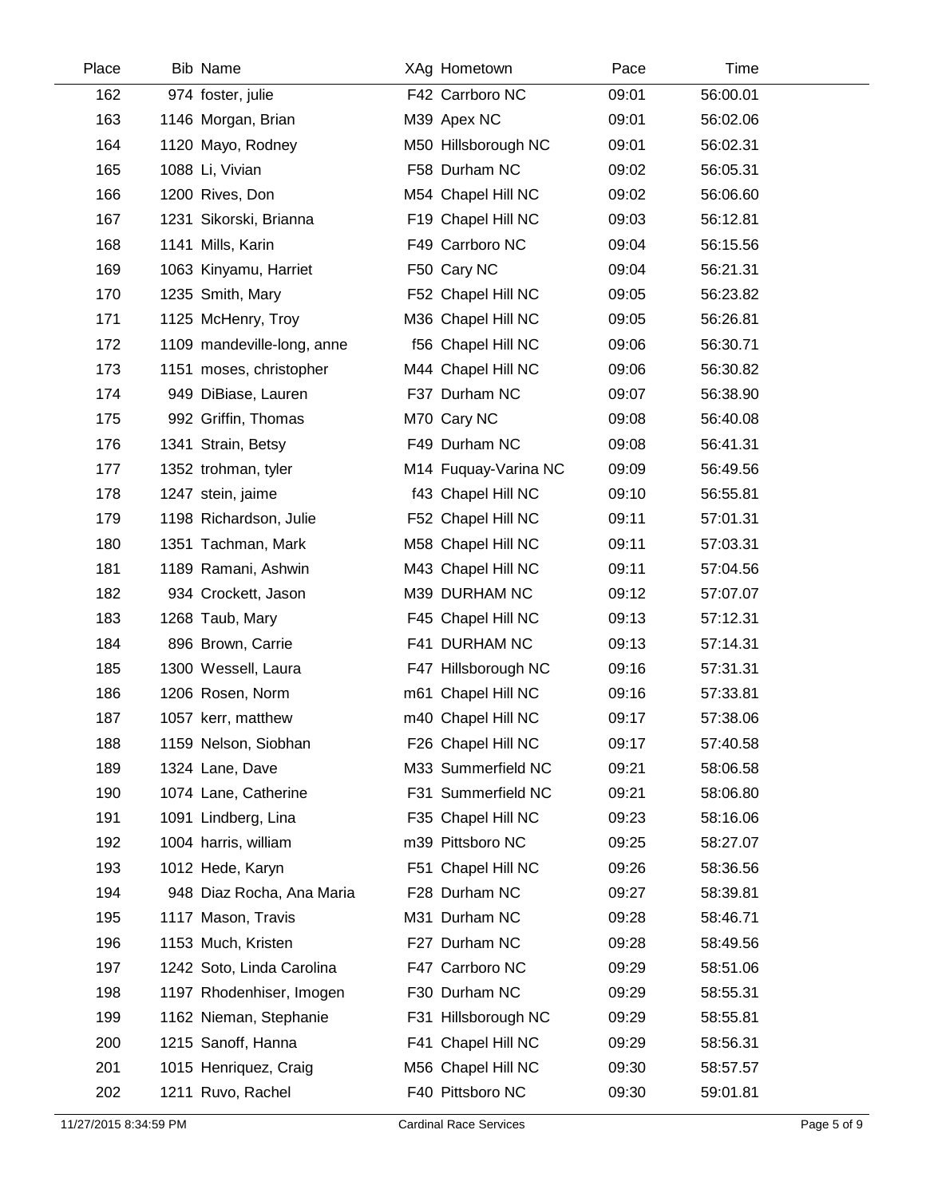| Place | Bib | Name | XAg | Hometown | Pace | Time |
|---|---|---|---|---|---|---|
| 162 | 974 | foster, julie | F42 | Carrboro NC | 09:01 | 56:00.01 |
| 163 | 1146 | Morgan, Brian | M39 | Apex NC | 09:01 | 56:02.06 |
| 164 | 1120 | Mayo, Rodney | M50 | Hillsborough NC | 09:01 | 56:02.31 |
| 165 | 1088 | Li, Vivian | F58 | Durham NC | 09:02 | 56:05.31 |
| 166 | 1200 | Rives, Don | M54 | Chapel Hill NC | 09:02 | 56:06.60 |
| 167 | 1231 | Sikorski, Brianna | F19 | Chapel Hill NC | 09:03 | 56:12.81 |
| 168 | 1141 | Mills, Karin | F49 | Carrboro NC | 09:04 | 56:15.56 |
| 169 | 1063 | Kinyamu, Harriet | F50 | Cary NC | 09:04 | 56:21.31 |
| 170 | 1235 | Smith, Mary | F52 | Chapel Hill NC | 09:05 | 56:23.82 |
| 171 | 1125 | McHenry, Troy | M36 | Chapel Hill NC | 09:05 | 56:26.81 |
| 172 | 1109 | mandeville-long, anne | f56 | Chapel Hill NC | 09:06 | 56:30.71 |
| 173 | 1151 | moses, christopher | M44 | Chapel Hill NC | 09:06 | 56:30.82 |
| 174 | 949 | DiBiase, Lauren | F37 | Durham NC | 09:07 | 56:38.90 |
| 175 | 992 | Griffin, Thomas | M70 | Cary NC | 09:08 | 56:40.08 |
| 176 | 1341 | Strain, Betsy | F49 | Durham NC | 09:08 | 56:41.31 |
| 177 | 1352 | trohman, tyler | M14 | Fuquay-Varina NC | 09:09 | 56:49.56 |
| 178 | 1247 | stein, jaime | f43 | Chapel Hill NC | 09:10 | 56:55.81 |
| 179 | 1198 | Richardson, Julie | F52 | Chapel Hill NC | 09:11 | 57:01.31 |
| 180 | 1351 | Tachman, Mark | M58 | Chapel Hill NC | 09:11 | 57:03.31 |
| 181 | 1189 | Ramani, Ashwin | M43 | Chapel Hill NC | 09:11 | 57:04.56 |
| 182 | 934 | Crockett, Jason | M39 | DURHAM NC | 09:12 | 57:07.07 |
| 183 | 1268 | Taub, Mary | F45 | Chapel Hill NC | 09:13 | 57:12.31 |
| 184 | 896 | Brown, Carrie | F41 | DURHAM NC | 09:13 | 57:14.31 |
| 185 | 1300 | Wessell, Laura | F47 | Hillsborough NC | 09:16 | 57:31.31 |
| 186 | 1206 | Rosen, Norm | m61 | Chapel Hill NC | 09:16 | 57:33.81 |
| 187 | 1057 | kerr, matthew | m40 | Chapel Hill NC | 09:17 | 57:38.06 |
| 188 | 1159 | Nelson, Siobhan | F26 | Chapel Hill NC | 09:17 | 57:40.58 |
| 189 | 1324 | Lane, Dave | M33 | Summerfield NC | 09:21 | 58:06.58 |
| 190 | 1074 | Lane, Catherine | F31 | Summerfield NC | 09:21 | 58:06.80 |
| 191 | 1091 | Lindberg, Lina | F35 | Chapel Hill NC | 09:23 | 58:16.06 |
| 192 | 1004 | harris, william | m39 | Pittsboro NC | 09:25 | 58:27.07 |
| 193 | 1012 | Hede, Karyn | F51 | Chapel Hill NC | 09:26 | 58:36.56 |
| 194 | 948 | Diaz Rocha, Ana Maria | F28 | Durham NC | 09:27 | 58:39.81 |
| 195 | 1117 | Mason, Travis | M31 | Durham NC | 09:28 | 58:46.71 |
| 196 | 1153 | Much, Kristen | F27 | Durham NC | 09:28 | 58:49.56 |
| 197 | 1242 | Soto, Linda Carolina | F47 | Carrboro NC | 09:29 | 58:51.06 |
| 198 | 1197 | Rhodenhiser, Imogen | F30 | Durham NC | 09:29 | 58:55.31 |
| 199 | 1162 | Nieman, Stephanie | F31 | Hillsborough NC | 09:29 | 58:55.81 |
| 200 | 1215 | Sanoff, Hanna | F41 | Chapel Hill NC | 09:29 | 58:56.31 |
| 201 | 1015 | Henriquez, Craig | M56 | Chapel Hill NC | 09:30 | 58:57.57 |
| 202 | 1211 | Ruvo, Rachel | F40 | Pittsboro NC | 09:30 | 59:01.81 |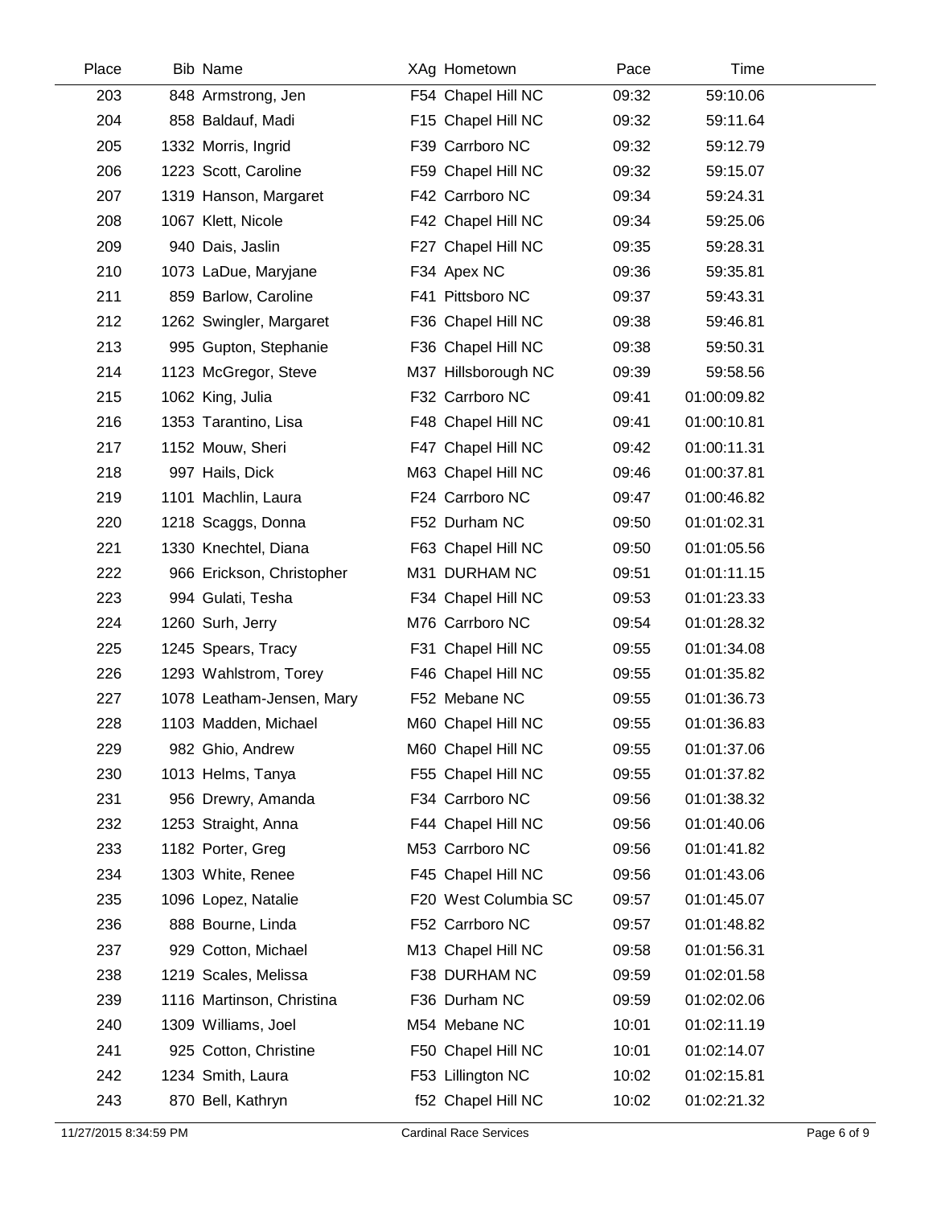| Place | Bib | Name | XAg | Hometown | Pace | Time |
|---|---|---|---|---|---|---|
| 203 | 848 | Armstrong, Jen | F54 | Chapel Hill NC | 09:32 | 59:10.06 |
| 204 | 858 | Baldauf, Madi | F15 | Chapel Hill NC | 09:32 | 59:11.64 |
| 205 | 1332 | Morris, Ingrid | F39 | Carrboro NC | 09:32 | 59:12.79 |
| 206 | 1223 | Scott, Caroline | F59 | Chapel Hill NC | 09:32 | 59:15.07 |
| 207 | 1319 | Hanson, Margaret | F42 | Carrboro NC | 09:34 | 59:24.31 |
| 208 | 1067 | Klett, Nicole | F42 | Chapel Hill NC | 09:34 | 59:25.06 |
| 209 | 940 | Dais, Jaslin | F27 | Chapel Hill NC | 09:35 | 59:28.31 |
| 210 | 1073 | LaDue, Maryjane | F34 | Apex NC | 09:36 | 59:35.81 |
| 211 | 859 | Barlow, Caroline | F41 | Pittsboro NC | 09:37 | 59:43.31 |
| 212 | 1262 | Swingler, Margaret | F36 | Chapel Hill NC | 09:38 | 59:46.81 |
| 213 | 995 | Gupton, Stephanie | F36 | Chapel Hill NC | 09:38 | 59:50.31 |
| 214 | 1123 | McGregor, Steve | M37 | Hillsborough NC | 09:39 | 59:58.56 |
| 215 | 1062 | King, Julia | F32 | Carrboro NC | 09:41 | 01:00:09.82 |
| 216 | 1353 | Tarantino, Lisa | F48 | Chapel Hill NC | 09:41 | 01:00:10.81 |
| 217 | 1152 | Mouw, Sheri | F47 | Chapel Hill NC | 09:42 | 01:00:11.31 |
| 218 | 997 | Hails, Dick | M63 | Chapel Hill NC | 09:46 | 01:00:37.81 |
| 219 | 1101 | Machlin, Laura | F24 | Carrboro NC | 09:47 | 01:00:46.82 |
| 220 | 1218 | Scaggs, Donna | F52 | Durham NC | 09:50 | 01:01:02.31 |
| 221 | 1330 | Knechtel, Diana | F63 | Chapel Hill NC | 09:50 | 01:01:05.56 |
| 222 | 966 | Erickson, Christopher | M31 | DURHAM NC | 09:51 | 01:01:11.15 |
| 223 | 994 | Gulati, Tesha | F34 | Chapel Hill NC | 09:53 | 01:01:23.33 |
| 224 | 1260 | Surh, Jerry | M76 | Carrboro NC | 09:54 | 01:01:28.32 |
| 225 | 1245 | Spears, Tracy | F31 | Chapel Hill NC | 09:55 | 01:01:34.08 |
| 226 | 1293 | Wahlstrom, Torey | F46 | Chapel Hill NC | 09:55 | 01:01:35.82 |
| 227 | 1078 | Leatham-Jensen, Mary | F52 | Mebane NC | 09:55 | 01:01:36.73 |
| 228 | 1103 | Madden, Michael | M60 | Chapel Hill NC | 09:55 | 01:01:36.83 |
| 229 | 982 | Ghio, Andrew | M60 | Chapel Hill NC | 09:55 | 01:01:37.06 |
| 230 | 1013 | Helms, Tanya | F55 | Chapel Hill NC | 09:55 | 01:01:37.82 |
| 231 | 956 | Drewry, Amanda | F34 | Carrboro NC | 09:56 | 01:01:38.32 |
| 232 | 1253 | Straight, Anna | F44 | Chapel Hill NC | 09:56 | 01:01:40.06 |
| 233 | 1182 | Porter, Greg | M53 | Carrboro NC | 09:56 | 01:01:41.82 |
| 234 | 1303 | White, Renee | F45 | Chapel Hill NC | 09:56 | 01:01:43.06 |
| 235 | 1096 | Lopez, Natalie | F20 | West Columbia SC | 09:57 | 01:01:45.07 |
| 236 | 888 | Bourne, Linda | F52 | Carrboro NC | 09:57 | 01:01:48.82 |
| 237 | 929 | Cotton, Michael | M13 | Chapel Hill NC | 09:58 | 01:01:56.31 |
| 238 | 1219 | Scales, Melissa | F38 | DURHAM NC | 09:59 | 01:02:01.58 |
| 239 | 1116 | Martinson, Christina | F36 | Durham NC | 09:59 | 01:02:02.06 |
| 240 | 1309 | Williams, Joel | M54 | Mebane NC | 10:01 | 01:02:11.19 |
| 241 | 925 | Cotton, Christine | F50 | Chapel Hill NC | 10:01 | 01:02:14.07 |
| 242 | 1234 | Smith, Laura | F53 | Lillington NC | 10:02 | 01:02:15.81 |
| 243 | 870 | Bell, Kathryn | f52 | Chapel Hill NC | 10:02 | 01:02:21.32 |

11/27/2015 8:34:59 PM — Cardinal Race Services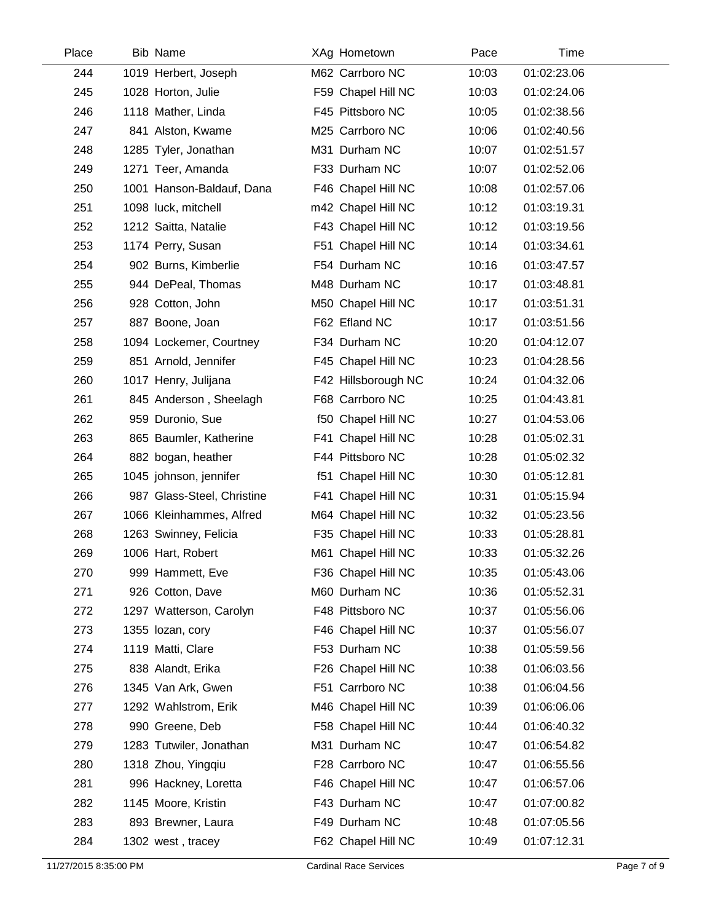| Place | Bib | Name | XAg | Hometown | Pace | Time |
|---|---|---|---|---|---|---|
| 244 | 1019 | Herbert, Joseph | M62 | Carrboro NC | 10:03 | 01:02:23.06 |
| 245 | 1028 | Horton, Julie | F59 | Chapel Hill NC | 10:03 | 01:02:24.06 |
| 246 | 1118 | Mather, Linda | F45 | Pittsboro NC | 10:05 | 01:02:38.56 |
| 247 | 841 | Alston, Kwame | M25 | Carrboro NC | 10:06 | 01:02:40.56 |
| 248 | 1285 | Tyler, Jonathan | M31 | Durham NC | 10:07 | 01:02:51.57 |
| 249 | 1271 | Teer, Amanda | F33 | Durham NC | 10:07 | 01:02:52.06 |
| 250 | 1001 | Hanson-Baldauf, Dana | F46 | Chapel Hill NC | 10:08 | 01:02:57.06 |
| 251 | 1098 | luck, mitchell | m42 | Chapel Hill NC | 10:12 | 01:03:19.31 |
| 252 | 1212 | Saitta, Natalie | F43 | Chapel Hill NC | 10:12 | 01:03:19.56 |
| 253 | 1174 | Perry, Susan | F51 | Chapel Hill NC | 10:14 | 01:03:34.61 |
| 254 | 902 | Burns, Kimberlie | F54 | Durham NC | 10:16 | 01:03:47.57 |
| 255 | 944 | DePeal, Thomas | M48 | Durham NC | 10:17 | 01:03:48.81 |
| 256 | 928 | Cotton, John | M50 | Chapel Hill NC | 10:17 | 01:03:51.31 |
| 257 | 887 | Boone, Joan | F62 | Efland NC | 10:17 | 01:03:51.56 |
| 258 | 1094 | Lockemer, Courtney | F34 | Durham NC | 10:20 | 01:04:12.07 |
| 259 | 851 | Arnold, Jennifer | F45 | Chapel Hill NC | 10:23 | 01:04:28.56 |
| 260 | 1017 | Henry, Julijana | F42 | Hillsborough NC | 10:24 | 01:04:32.06 |
| 261 | 845 | Anderson , Sheelagh | F68 | Carrboro NC | 10:25 | 01:04:43.81 |
| 262 | 959 | Duronio, Sue | f50 | Chapel Hill NC | 10:27 | 01:04:53.06 |
| 263 | 865 | Baumler, Katherine | F41 | Chapel Hill NC | 10:28 | 01:05:02.31 |
| 264 | 882 | bogan, heather | F44 | Pittsboro NC | 10:28 | 01:05:02.32 |
| 265 | 1045 | johnson, jennifer | f51 | Chapel Hill NC | 10:30 | 01:05:12.81 |
| 266 | 987 | Glass-Steel, Christine | F41 | Chapel Hill NC | 10:31 | 01:05:15.94 |
| 267 | 1066 | Kleinhammes, Alfred | M64 | Chapel Hill NC | 10:32 | 01:05:23.56 |
| 268 | 1263 | Swinney, Felicia | F35 | Chapel Hill NC | 10:33 | 01:05:28.81 |
| 269 | 1006 | Hart, Robert | M61 | Chapel Hill NC | 10:33 | 01:05:32.26 |
| 270 | 999 | Hammett, Eve | F36 | Chapel Hill NC | 10:35 | 01:05:43.06 |
| 271 | 926 | Cotton, Dave | M60 | Durham NC | 10:36 | 01:05:52.31 |
| 272 | 1297 | Watterson, Carolyn | F48 | Pittsboro NC | 10:37 | 01:05:56.06 |
| 273 | 1355 | lozan, cory | F46 | Chapel Hill NC | 10:37 | 01:05:56.07 |
| 274 | 1119 | Matti, Clare | F53 | Durham NC | 10:38 | 01:05:59.56 |
| 275 | 838 | Alandt, Erika | F26 | Chapel Hill NC | 10:38 | 01:06:03.56 |
| 276 | 1345 | Van Ark, Gwen | F51 | Carrboro NC | 10:38 | 01:06:04.56 |
| 277 | 1292 | Wahlstrom, Erik | M46 | Chapel Hill NC | 10:39 | 01:06:06.06 |
| 278 | 990 | Greene, Deb | F58 | Chapel Hill NC | 10:44 | 01:06:40.32 |
| 279 | 1283 | Tutwiler, Jonathan | M31 | Durham NC | 10:47 | 01:06:54.82 |
| 280 | 1318 | Zhou, Yingqiu | F28 | Carrboro NC | 10:47 | 01:06:55.56 |
| 281 | 996 | Hackney, Loretta | F46 | Chapel Hill NC | 10:47 | 01:06:57.06 |
| 282 | 1145 | Moore, Kristin | F43 | Durham NC | 10:47 | 01:07:00.82 |
| 283 | 893 | Brewner, Laura | F49 | Durham NC | 10:48 | 01:07:05.56 |
| 284 | 1302 | west , tracey | F62 | Chapel Hill NC | 10:49 | 01:07:12.31 |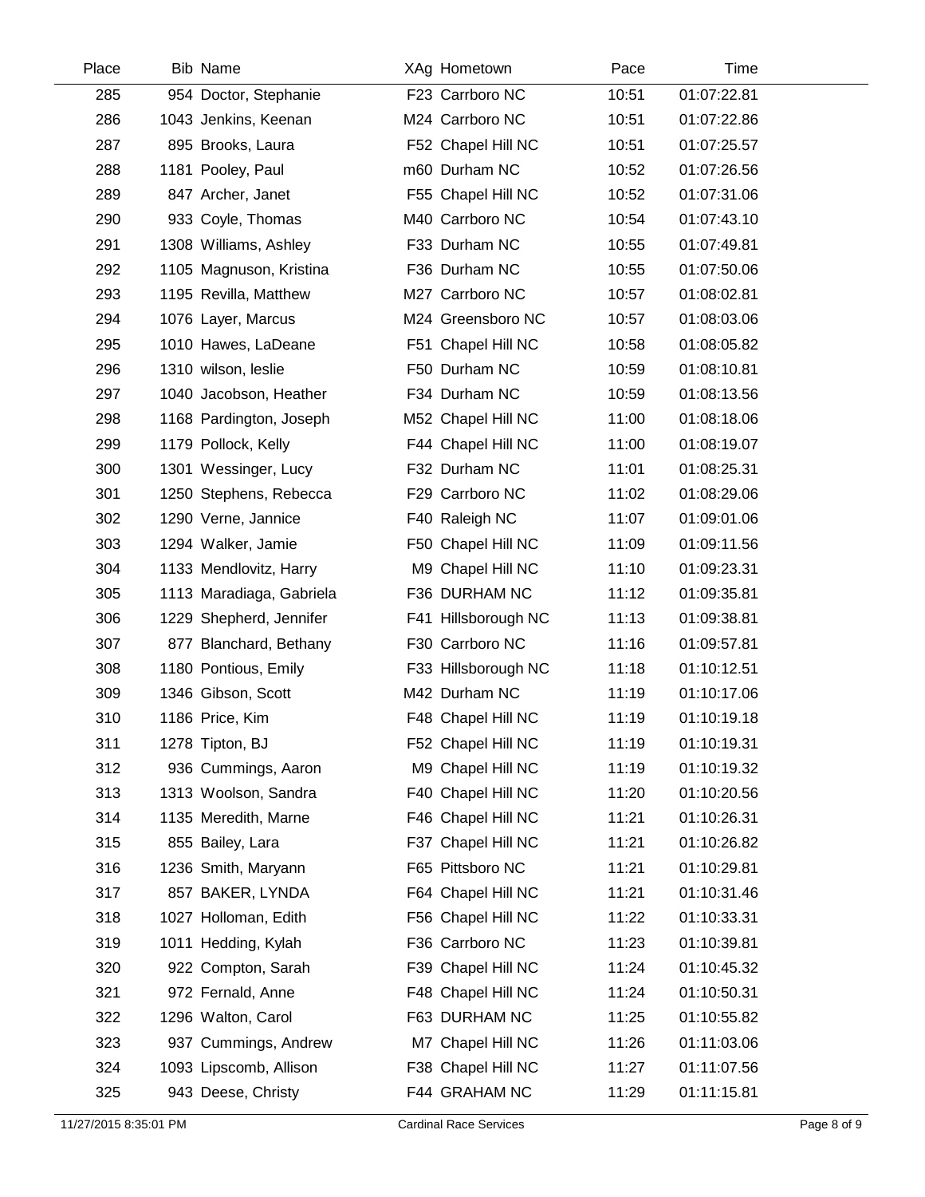| Place | Bib | Name | XAg | Hometown | Pace | Time |
|---|---|---|---|---|---|---|
| 285 | 954 | Doctor, Stephanie | F23 | Carrboro NC | 10:51 | 01:07:22.81 |
| 286 | 1043 | Jenkins, Keenan | M24 | Carrboro NC | 10:51 | 01:07:22.86 |
| 287 | 895 | Brooks, Laura | F52 | Chapel Hill NC | 10:51 | 01:07:25.57 |
| 288 | 1181 | Pooley, Paul | m60 | Durham NC | 10:52 | 01:07:26.56 |
| 289 | 847 | Archer, Janet | F55 | Chapel Hill NC | 10:52 | 01:07:31.06 |
| 290 | 933 | Coyle, Thomas | M40 | Carrboro NC | 10:54 | 01:07:43.10 |
| 291 | 1308 | Williams, Ashley | F33 | Durham NC | 10:55 | 01:07:49.81 |
| 292 | 1105 | Magnuson, Kristina | F36 | Durham NC | 10:55 | 01:07:50.06 |
| 293 | 1195 | Revilla, Matthew | M27 | Carrboro NC | 10:57 | 01:08:02.81 |
| 294 | 1076 | Layer, Marcus | M24 | Greensboro NC | 10:57 | 01:08:03.06 |
| 295 | 1010 | Hawes, LaDeane | F51 | Chapel Hill NC | 10:58 | 01:08:05.82 |
| 296 | 1310 | wilson, leslie | F50 | Durham NC | 10:59 | 01:08:10.81 |
| 297 | 1040 | Jacobson, Heather | F34 | Durham NC | 10:59 | 01:08:13.56 |
| 298 | 1168 | Pardington, Joseph | M52 | Chapel Hill NC | 11:00 | 01:08:18.06 |
| 299 | 1179 | Pollock, Kelly | F44 | Chapel Hill NC | 11:00 | 01:08:19.07 |
| 300 | 1301 | Wessinger, Lucy | F32 | Durham NC | 11:01 | 01:08:25.31 |
| 301 | 1250 | Stephens, Rebecca | F29 | Carrboro NC | 11:02 | 01:08:29.06 |
| 302 | 1290 | Verne, Jannice | F40 | Raleigh NC | 11:07 | 01:09:01.06 |
| 303 | 1294 | Walker, Jamie | F50 | Chapel Hill NC | 11:09 | 01:09:11.56 |
| 304 | 1133 | Mendlovitz, Harry | M9 | Chapel Hill NC | 11:10 | 01:09:23.31 |
| 305 | 1113 | Maradiaga, Gabriela | F36 | DURHAM NC | 11:12 | 01:09:35.81 |
| 306 | 1229 | Shepherd, Jennifer | F41 | Hillsborough NC | 11:13 | 01:09:38.81 |
| 307 | 877 | Blanchard, Bethany | F30 | Carrboro NC | 11:16 | 01:09:57.81 |
| 308 | 1180 | Pontious, Emily | F33 | Hillsborough NC | 11:18 | 01:10:12.51 |
| 309 | 1346 | Gibson, Scott | M42 | Durham NC | 11:19 | 01:10:17.06 |
| 310 | 1186 | Price, Kim | F48 | Chapel Hill NC | 11:19 | 01:10:19.18 |
| 311 | 1278 | Tipton, BJ | F52 | Chapel Hill NC | 11:19 | 01:10:19.31 |
| 312 | 936 | Cummings, Aaron | M9 | Chapel Hill NC | 11:19 | 01:10:19.32 |
| 313 | 1313 | Woolson, Sandra | F40 | Chapel Hill NC | 11:20 | 01:10:20.56 |
| 314 | 1135 | Meredith, Marne | F46 | Chapel Hill NC | 11:21 | 01:10:26.31 |
| 315 | 855 | Bailey, Lara | F37 | Chapel Hill NC | 11:21 | 01:10:26.82 |
| 316 | 1236 | Smith, Maryann | F65 | Pittsboro NC | 11:21 | 01:10:29.81 |
| 317 | 857 | BAKER, LYNDA | F64 | Chapel Hill NC | 11:21 | 01:10:31.46 |
| 318 | 1027 | Holloman, Edith | F56 | Chapel Hill NC | 11:22 | 01:10:33.31 |
| 319 | 1011 | Hedding, Kylah | F36 | Carrboro NC | 11:23 | 01:10:39.81 |
| 320 | 922 | Compton, Sarah | F39 | Chapel Hill NC | 11:24 | 01:10:45.32 |
| 321 | 972 | Fernald, Anne | F48 | Chapel Hill NC | 11:24 | 01:10:50.31 |
| 322 | 1296 | Walton, Carol | F63 | DURHAM NC | 11:25 | 01:10:55.82 |
| 323 | 937 | Cummings, Andrew | M7 | Chapel Hill NC | 11:26 | 01:11:03.06 |
| 324 | 1093 | Lipscomb, Allison | F38 | Chapel Hill NC | 11:27 | 01:11:07.56 |
| 325 | 943 | Deese, Christy | F44 | GRAHAM NC | 11:29 | 01:11:15.81 |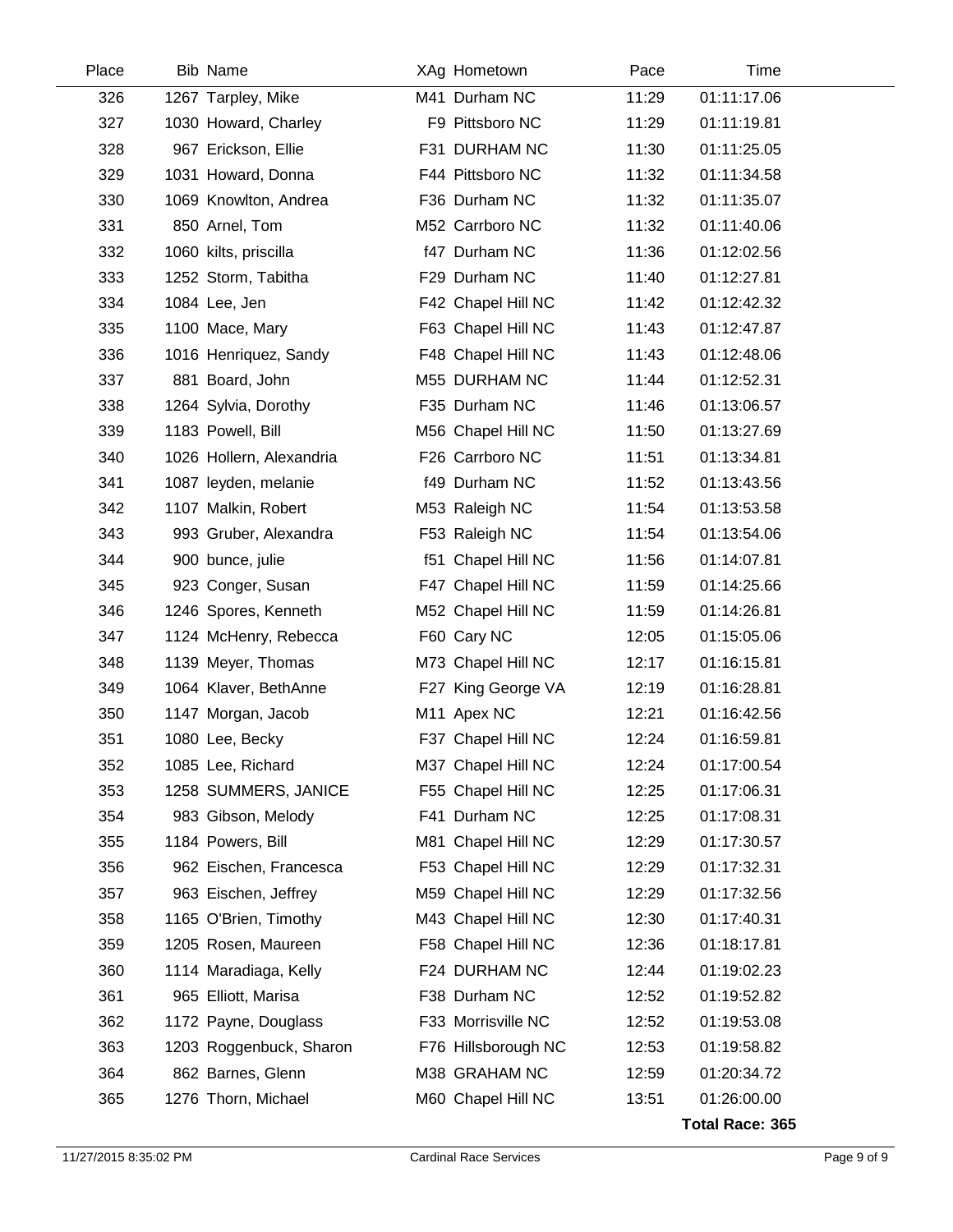| Place | Bib | Name | XAg | Hometown | Pace | Time |
|---|---|---|---|---|---|---|
| 326 | 1267 | Tarpley, Mike | M41 | Durham NC | 11:29 | 01:11:17.06 |
| 327 | 1030 | Howard, Charley | F9 | Pittsboro NC | 11:29 | 01:11:19.81 |
| 328 | 967 | Erickson, Ellie | F31 | DURHAM NC | 11:30 | 01:11:25.05 |
| 329 | 1031 | Howard, Donna | F44 | Pittsboro NC | 11:32 | 01:11:34.58 |
| 330 | 1069 | Knowlton, Andrea | F36 | Durham NC | 11:32 | 01:11:35.07 |
| 331 | 850 | Arnel, Tom | M52 | Carrboro NC | 11:32 | 01:11:40.06 |
| 332 | 1060 | kilts, priscilla | f47 | Durham NC | 11:36 | 01:12:02.56 |
| 333 | 1252 | Storm, Tabitha | F29 | Durham NC | 11:40 | 01:12:27.81 |
| 334 | 1084 | Lee, Jen | F42 | Chapel Hill NC | 11:42 | 01:12:42.32 |
| 335 | 1100 | Mace, Mary | F63 | Chapel Hill NC | 11:43 | 01:12:47.87 |
| 336 | 1016 | Henriquez, Sandy | F48 | Chapel Hill NC | 11:43 | 01:12:48.06 |
| 337 | 881 | Board, John | M55 | DURHAM NC | 11:44 | 01:12:52.31 |
| 338 | 1264 | Sylvia, Dorothy | F35 | Durham NC | 11:46 | 01:13:06.57 |
| 339 | 1183 | Powell, Bill | M56 | Chapel Hill NC | 11:50 | 01:13:27.69 |
| 340 | 1026 | Hollern, Alexandria | F26 | Carrboro NC | 11:51 | 01:13:34.81 |
| 341 | 1087 | leyden, melanie | f49 | Durham NC | 11:52 | 01:13:43.56 |
| 342 | 1107 | Malkin, Robert | M53 | Raleigh NC | 11:54 | 01:13:53.58 |
| 343 | 993 | Gruber, Alexandra | F53 | Raleigh NC | 11:54 | 01:13:54.06 |
| 344 | 900 | bunce, julie | f51 | Chapel Hill NC | 11:56 | 01:14:07.81 |
| 345 | 923 | Conger, Susan | F47 | Chapel Hill NC | 11:59 | 01:14:25.66 |
| 346 | 1246 | Spores, Kenneth | M52 | Chapel Hill NC | 11:59 | 01:14:26.81 |
| 347 | 1124 | McHenry, Rebecca | F60 | Cary NC | 12:05 | 01:15:05.06 |
| 348 | 1139 | Meyer, Thomas | M73 | Chapel Hill NC | 12:17 | 01:16:15.81 |
| 349 | 1064 | Klaver, BethAnne | F27 | King George VA | 12:19 | 01:16:28.81 |
| 350 | 1147 | Morgan, Jacob | M11 | Apex NC | 12:21 | 01:16:42.56 |
| 351 | 1080 | Lee, Becky | F37 | Chapel Hill NC | 12:24 | 01:16:59.81 |
| 352 | 1085 | Lee, Richard | M37 | Chapel Hill NC | 12:24 | 01:17:00.54 |
| 353 | 1258 | SUMMERS, JANICE | F55 | Chapel Hill NC | 12:25 | 01:17:06.31 |
| 354 | 983 | Gibson, Melody | F41 | Durham NC | 12:25 | 01:17:08.31 |
| 355 | 1184 | Powers, Bill | M81 | Chapel Hill NC | 12:29 | 01:17:30.57 |
| 356 | 962 | Eischen, Francesca | F53 | Chapel Hill NC | 12:29 | 01:17:32.31 |
| 357 | 963 | Eischen, Jeffrey | M59 | Chapel Hill NC | 12:29 | 01:17:32.56 |
| 358 | 1165 | O'Brien, Timothy | M43 | Chapel Hill NC | 12:30 | 01:17:40.31 |
| 359 | 1205 | Rosen, Maureen | F58 | Chapel Hill NC | 12:36 | 01:18:17.81 |
| 360 | 1114 | Maradiaga, Kelly | F24 | DURHAM NC | 12:44 | 01:19:02.23 |
| 361 | 965 | Elliott, Marisa | F38 | Durham NC | 12:52 | 01:19:52.82 |
| 362 | 1172 | Payne, Douglass | F33 | Morrisville NC | 12:52 | 01:19:53.08 |
| 363 | 1203 | Roggenbuck, Sharon | F76 | Hillsborough NC | 12:53 | 01:19:58.82 |
| 364 | 862 | Barnes, Glenn | M38 | GRAHAM NC | 12:59 | 01:20:34.72 |
| 365 | 1276 | Thorn, Michael | M60 | Chapel Hill NC | 13:51 | 01:26:00.00 |

**Total Race: 365**